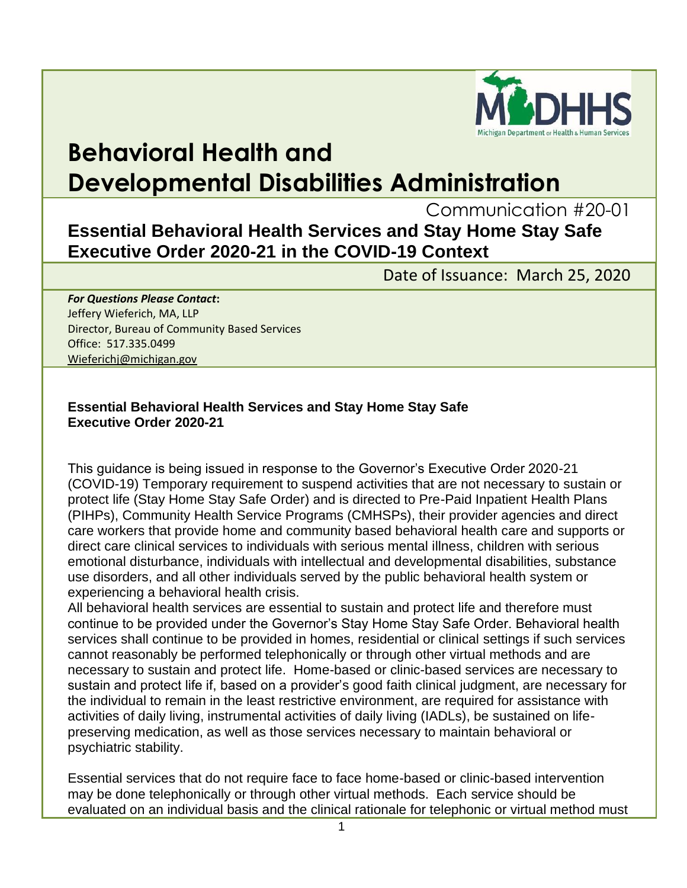# Behavioral Health and Developmental Disabilities Administration

Communication #20-01

## Essential Behavioral Health Services and Stay Home Stay Safe Executive Order 2020-21 in the COVID-19 Context

Date of Issuance: March 25, 2020

***For Questions Please Contact*:**
Jeffery Wieferich, MA, LLP
Director, Bureau of Community Based Services
Office: 517.335.0499
Wieferichj@michigan.gov

### Essential Behavioral Health Services and Stay Home Stay Safe Executive Order 2020-21

This guidance is being issued in response to the Governor's Executive Order 2020-21 (COVID-19) Temporary requirement to suspend activities that are not necessary to sustain or protect life (Stay Home Stay Safe Order) and is directed to Pre-Paid Inpatient Health Plans (PIHPs), Community Health Service Programs (CMHSPs), their provider agencies and direct care workers that provide home and community based behavioral health care and supports or direct care clinical services to individuals with serious mental illness, children with serious emotional disturbance, individuals with intellectual and developmental disabilities, substance use disorders, and all other individuals served by the public behavioral health system or experiencing a behavioral health crisis.

All behavioral health services are essential to sustain and protect life and therefore must continue to be provided under the Governor's Stay Home Stay Safe Order. Behavioral health services shall continue to be provided in homes, residential or clinical settings if such services cannot reasonably be performed telephonically or through other virtual methods and are necessary to sustain and protect life. Home-based or clinic-based services are necessary to sustain and protect life if, based on a provider's good faith clinical judgment, are necessary for the individual to remain in the least restrictive environment, are required for assistance with activities of daily living, instrumental activities of daily living (IADLs), be sustained on life-preserving medication, as well as those services necessary to maintain behavioral or psychiatric stability.

Essential services that do not require face to face home-based or clinic-based intervention may be done telephonically or through other virtual methods. Each service should be evaluated on an individual basis and the clinical rationale for telephonic or virtual method must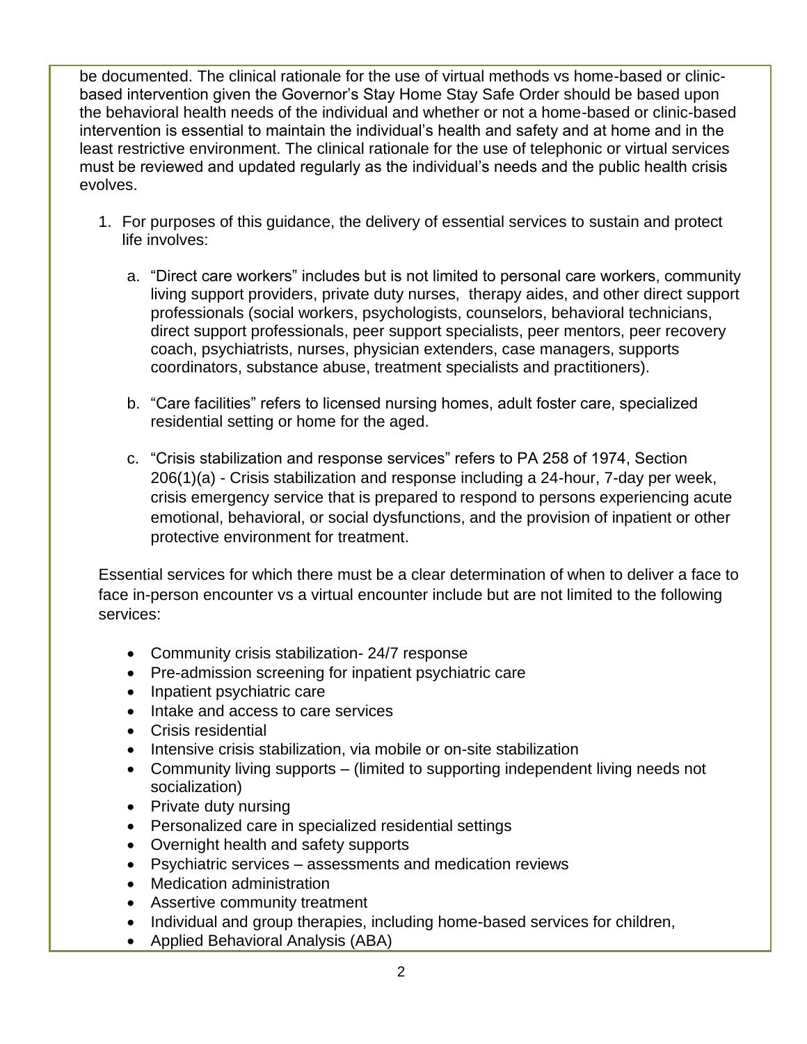be documented. The clinical rationale for the use of virtual methods vs home-based or clinic-based intervention given the Governor's Stay Home Stay Safe Order should be based upon the behavioral health needs of the individual and whether or not a home-based or clinic-based intervention is essential to maintain the individual's health and safety and at home and in the least restrictive environment. The clinical rationale for the use of telephonic or virtual services must be reviewed and updated regularly as the individual's needs and the public health crisis evolves.

1. For purposes of this guidance, the delivery of essential services to sustain and protect life involves:

   a. "Direct care workers" includes but is not limited to personal care workers, community living support providers, private duty nurses, therapy aides, and other direct support professionals (social workers, psychologists, counselors, behavioral technicians, direct support professionals, peer support specialists, peer mentors, peer recovery coach, psychiatrists, nurses, physician extenders, case managers, supports coordinators, substance abuse, treatment specialists and practitioners).

   b. "Care facilities" refers to licensed nursing homes, adult foster care, specialized residential setting or home for the aged.

   c. "Crisis stabilization and response services" refers to PA 258 of 1974, Section 206(1)(a) - Crisis stabilization and response including a 24-hour, 7-day per week, crisis emergency service that is prepared to respond to persons experiencing acute emotional, behavioral, or social dysfunctions, and the provision of inpatient or other protective environment for treatment.

Essential services for which there must be a clear determination of when to deliver a face to face in-person encounter vs a virtual encounter include but are not limited to the following services:

- Community crisis stabilization- 24/7 response
- Pre-admission screening for inpatient psychiatric care
- Inpatient psychiatric care
- Intake and access to care services
- Crisis residential
- Intensive crisis stabilization, via mobile or on-site stabilization
- Community living supports – (limited to supporting independent living needs not socialization)
- Private duty nursing
- Personalized care in specialized residential settings
- Overnight health and safety supports
- Psychiatric services – assessments and medication reviews
- Medication administration
- Assertive community treatment
- Individual and group therapies, including home-based services for children,
- Applied Behavioral Analysis (ABA)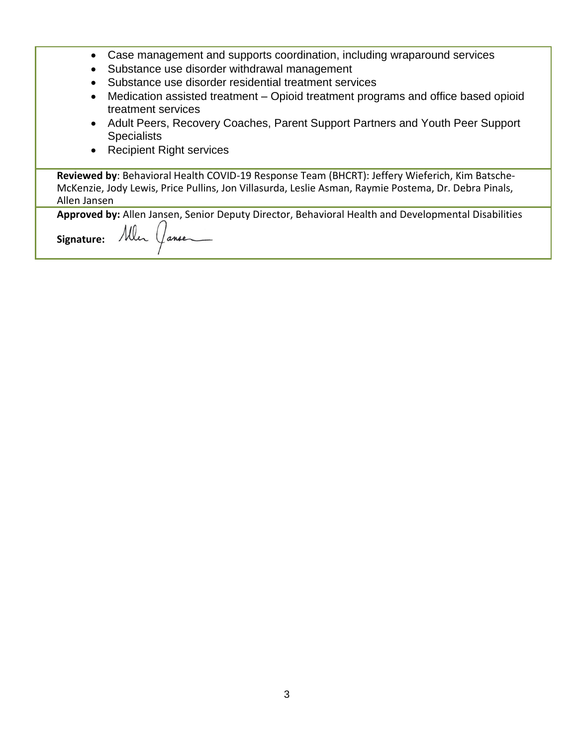- Case management and supports coordination, including wraparound services
- Substance use disorder withdrawal management
- Substance use disorder residential treatment services
- Medication assisted treatment – Opioid treatment programs and office based opioid treatment services
- Adult Peers, Recovery Coaches, Parent Support Partners and Youth Peer Support Specialists
- Recipient Right services

**Reviewed by**: Behavioral Health COVID-19 Response Team (BHCRT): Jeffery Wieferich, Kim Batsche-McKenzie, Jody Lewis, Price Pullins, Jon Villasurda, Leslie Asman, Raymie Postema, Dr. Debra Pinals, Allen Jansen

**Approved by:** Allen Jansen, Senior Deputy Director, Behavioral Health and Developmental Disabilities

**Signature:** Allen Jansen